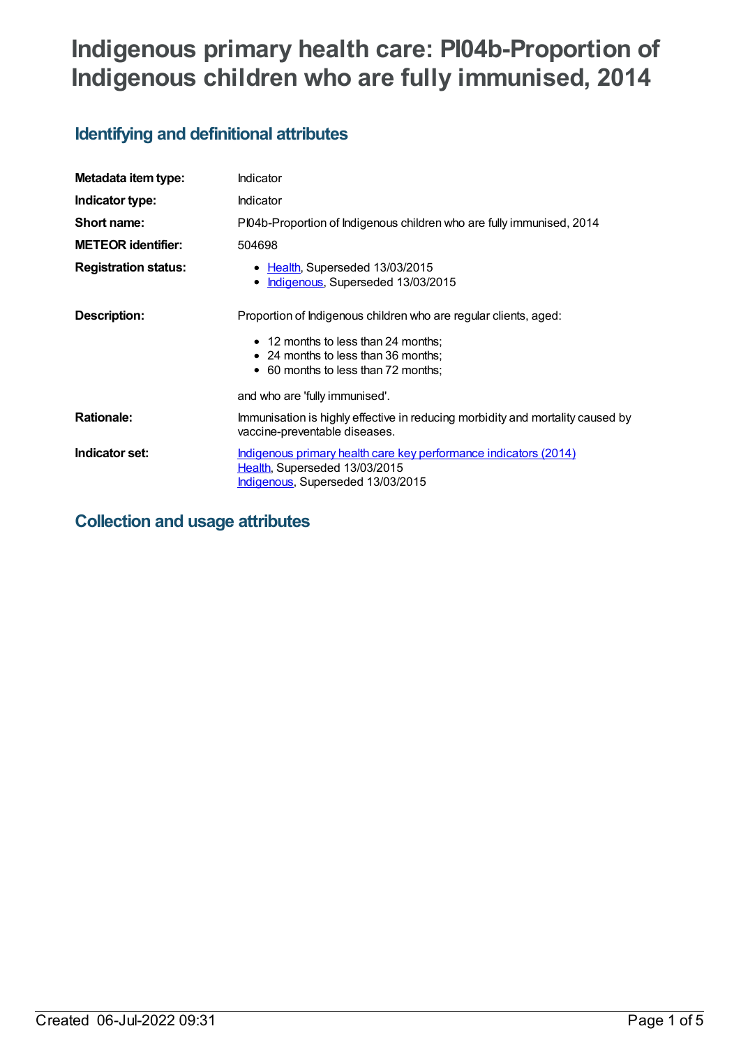# Indigenous primary health care: PI04b-Proportion of Indigenous children who are fully immunised, 2014

## Identifying and definitional attributes

| | |
|---|---|
| **Metadata item type:** | Indicator |
| **Indicator type:** | Indicator |
| **Short name:** | PI04b-Proportion of Indigenous children who are fully immunised, 2014 |
| **METEOR identifier:** | 504698 |
| **Registration status:** | • Health, Superseded 13/03/2015<br>• Indigenous, Superseded 13/03/2015 |
| **Description:** | Proportion of Indigenous children who are regular clients, aged:<br>• 12 months to less than 24 months;<br>• 24 months to less than 36 months;<br>• 60 months to less than 72 months;<br><br>and who are 'fully immunised'. |
| **Rationale:** | Immunisation is highly effective in reducing morbidity and mortality caused by vaccine-preventable diseases. |
| **Indicator set:** | Indigenous primary health care key performance indicators (2014)<br>Health, Superseded 13/03/2015<br>Indigenous, Superseded 13/03/2015 |

## Collection and usage attributes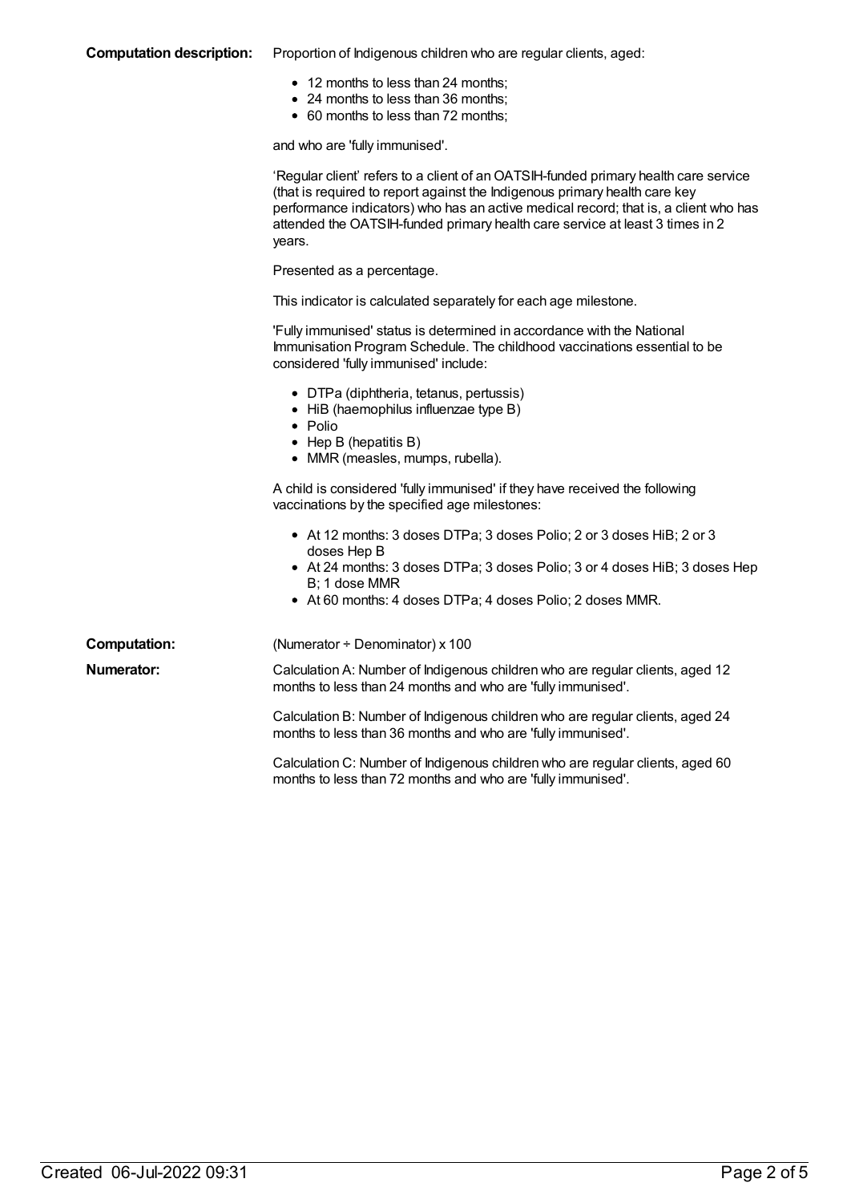**Computation description:** Proportion of Indigenous children who are regular clients, aged:

- 12 months to less than 24 months;
- 24 months to less than 36 months;
- 60 months to less than 72 months;

and who are 'fully immunised'.

'Regular client' refers to a client of an OATSIH-funded primary health care service (that is required to report against the Indigenous primary health care key performance indicators) who has an active medical record; that is, a client who has attended the OATSIH-funded primary health care service at least 3 times in 2 years.

Presented as a percentage.

This indicator is calculated separately for each age milestone.

'Fully immunised' status is determined in accordance with the National Immunisation Program Schedule. The childhood vaccinations essential to be considered 'fully immunised' include:

- DTPa (diphtheria, tetanus, pertussis)
- HiB (haemophilus influenzae type B)
- Polio
- Hep B (hepatitis B)
- MMR (measles, mumps, rubella).

A child is considered 'fully immunised' if they have received the following vaccinations by the specified age milestones:

- At 12 months: 3 doses DTPa; 3 doses Polio; 2 or 3 doses HiB; 2 or 3 doses Hep B
- At 24 months: 3 doses DTPa; 3 doses Polio; 3 or 4 doses HiB; 3 doses Hep B; 1 dose MMR
- At 60 months: 4 doses DTPa; 4 doses Polio; 2 doses MMR.

**Computation:** (Numerator ÷ Denominator) x 100

**Numerator:** Calculation A: Number of Indigenous children who are regular clients, aged 12 months to less than 24 months and who are 'fully immunised'.

Calculation B: Number of Indigenous children who are regular clients, aged 24 months to less than 36 months and who are 'fully immunised'.

Calculation C: Number of Indigenous children who are regular clients, aged 60 months to less than 72 months and who are 'fully immunised'.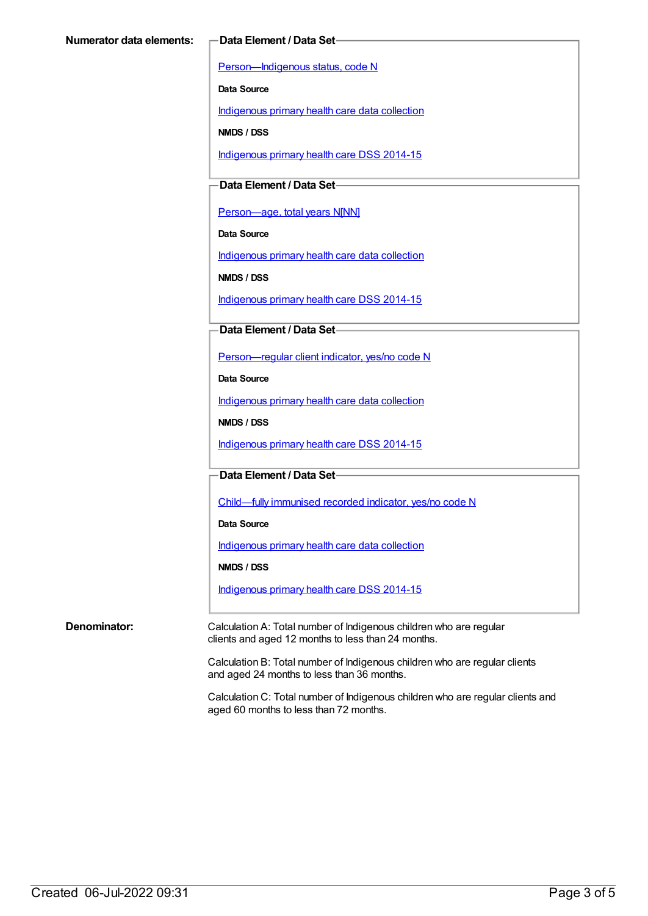**Numerator data elements:**

**Data Element / Data Set**

Person—Indigenous status, code N

**Data Source**

Indigenous primary health care data collection

**NMDS / DSS**

Indigenous primary health care DSS 2014-15

**Data Element / Data Set**

Person—age, total years N[NN]

**Data Source**

Indigenous primary health care data collection

**NMDS / DSS**

Indigenous primary health care DSS 2014-15

**Data Element / Data Set**

Person—regular client indicator, yes/no code N

**Data Source**

Indigenous primary health care data collection

**NMDS / DSS**

Indigenous primary health care DSS 2014-15

**Data Element / Data Set**

Child—fully immunised recorded indicator, yes/no code N

**Data Source**

Indigenous primary health care data collection

**NMDS / DSS**

Indigenous primary health care DSS 2014-15

**Denominator:**

Calculation A: Total number of Indigenous children who are regular clients and aged 12 months to less than 24 months.

Calculation B: Total number of Indigenous children who are regular clients and aged 24 months to less than 36 months.

Calculation C: Total number of Indigenous children who are regular clients and aged 60 months to less than 72 months.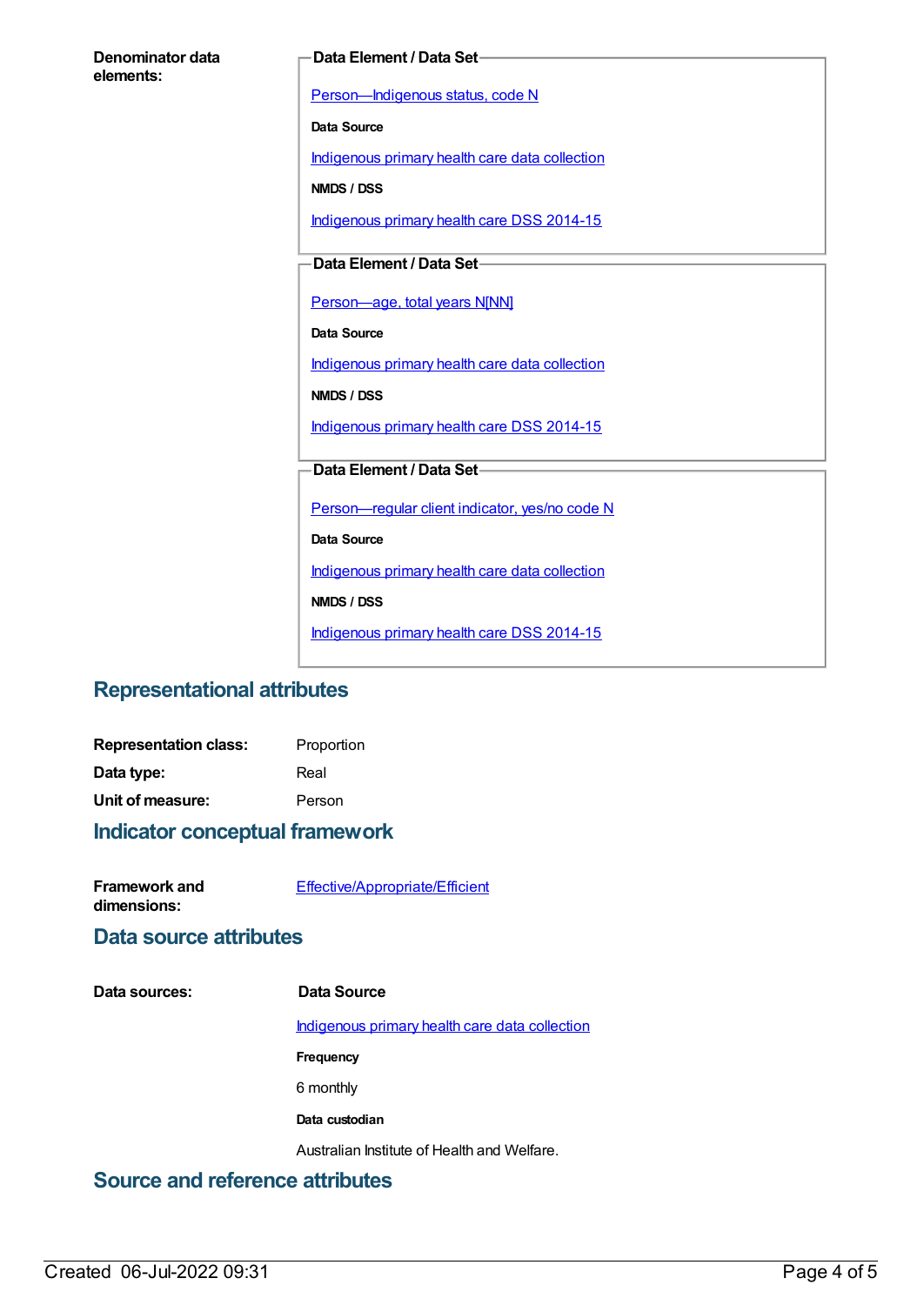**Denominator data elements:**

**Data Element / Data Set**

Person—Indigenous status, code N

**Data Source**

Indigenous primary health care data collection

**NMDS / DSS**

Indigenous primary health care DSS 2014-15

**Data Element / Data Set**

Person—age, total years N[NN]

**Data Source**

Indigenous primary health care data collection

**NMDS / DSS**

Indigenous primary health care DSS 2014-15

**Data Element / Data Set**

Person—regular client indicator, yes/no code N

**Data Source**

Indigenous primary health care data collection

**NMDS / DSS**

Indigenous primary health care DSS 2014-15

## Representational attributes

**Representation class:** Proportion

**Data type:** Real

**Unit of measure:** Person

## Indicator conceptual framework

**Framework and dimensions:** Effective/Appropriate/Efficient

## Data source attributes

**Data sources:**

**Data Source**

Indigenous primary health care data collection

**Frequency**

6 monthly

**Data custodian**

Australian Institute of Health and Welfare.

## Source and reference attributes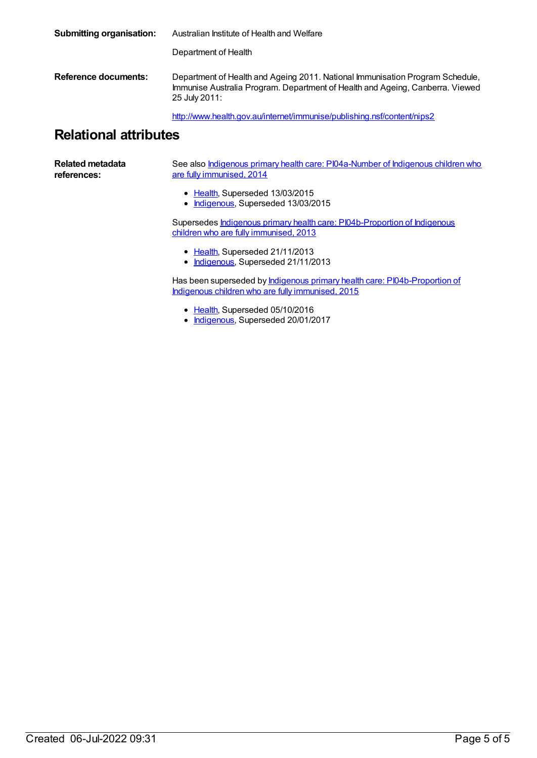**Submitting organisation:** Australian Institute of Health and Welfare

Department of Health

**Reference documents:** Department of Health and Ageing 2011. National Immunisation Program Schedule, Immunise Australia Program. Department of Health and Ageing, Canberra. Viewed 25 July 2011:

http://www.health.gov.au/internet/immunise/publishing.nsf/content/nips2

## Relational attributes

**Related metadata references:**

See also Indigenous primary health care: PI04a-Number of Indigenous children who are fully immunised, 2014

- Health, Superseded 13/03/2015
- Indigenous, Superseded 13/03/2015

Supersedes Indigenous primary health care: PI04b-Proportion of Indigenous children who are fully immunised, 2013

- Health, Superseded 21/11/2013
- Indigenous, Superseded 21/11/2013

Has been superseded by Indigenous primary health care: PI04b-Proportion of Indigenous children who are fully immunised, 2015

- Health, Superseded 05/10/2016
- Indigenous, Superseded 20/01/2017